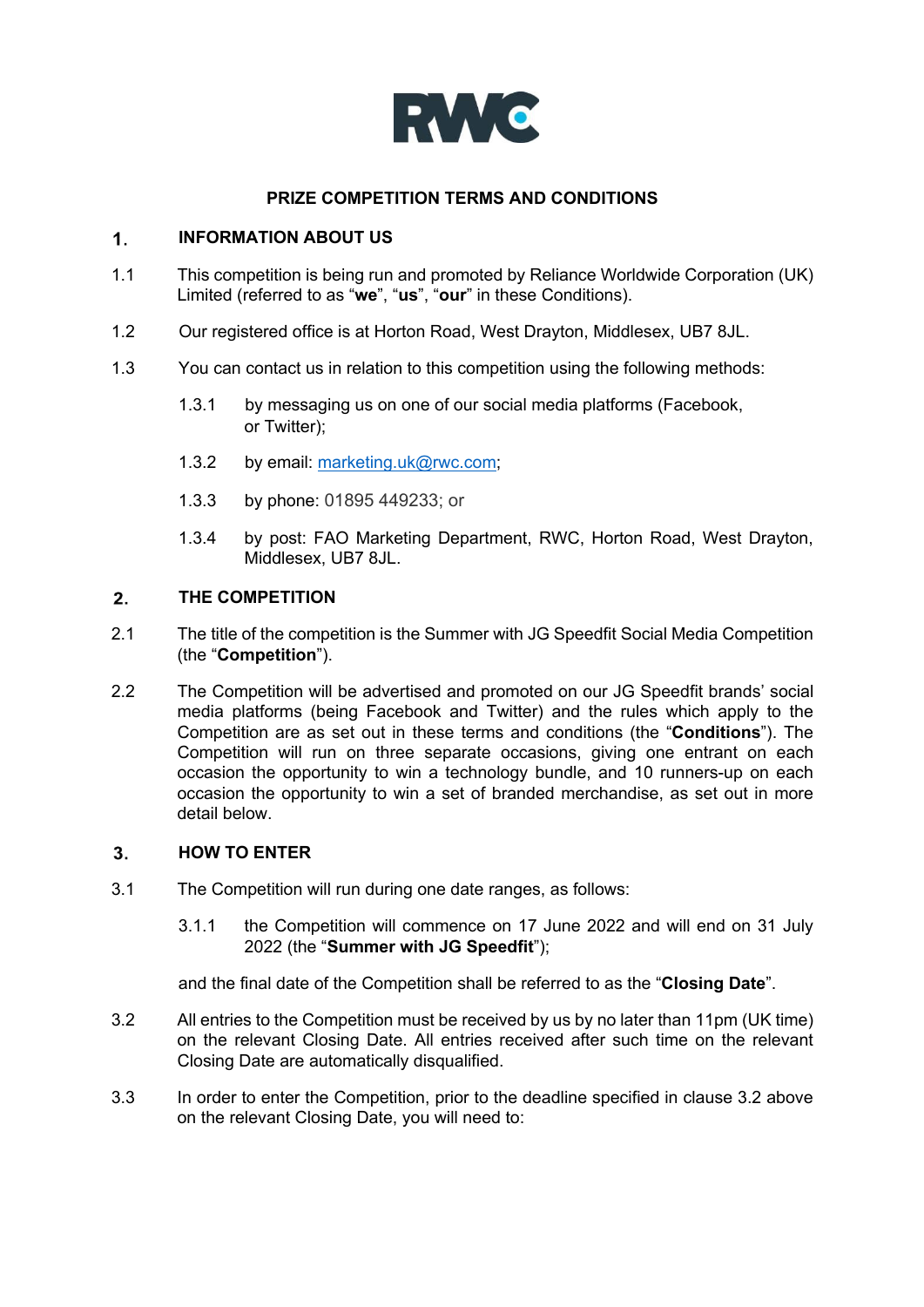RWC

# PRIZE COMPETITION TERMS AND CONDITIONS

## 1. INFORMATION ABOUT US

1.1 This competition is being run and promoted by Reliance Worldwide Corporation (UK) Limited (referred to as "**we**", "**us**", "**our**" in these Conditions).

1.2 Our registered office is at Horton Road, West Drayton, Middlesex, UB7 8JL.

1.3 You can contact us in relation to this competition using the following methods:

1.3.1 by messaging us on one of our social media platforms (Facebook, or Twitter);

1.3.2 by email: marketing.uk@rwc.com;

1.3.3 by phone: 01895 449233; or

1.3.4 by post: FAO Marketing Department, RWC, Horton Road, West Drayton, Middlesex, UB7 8JL.

## 2. THE COMPETITION

2.1 The title of the competition is the Summer with JG Speedfit Social Media Competition (the "**Competition**").

2.2 The Competition will be advertised and promoted on our JG Speedfit brands' social media platforms (being Facebook and Twitter) and the rules which apply to the Competition are as set out in these terms and conditions (the "**Conditions**"). The Competition will run on three separate occasions, giving one entrant on each occasion the opportunity to win a technology bundle, and 10 runners-up on each occasion the opportunity to win a set of branded merchandise, as set out in more detail below.

## 3. HOW TO ENTER

3.1 The Competition will run during one date ranges, as follows:

3.1.1 the Competition will commence on 17 June 2022 and will end on 31 July 2022 (the "**Summer with JG Speedfit**");

and the final date of the Competition shall be referred to as the "**Closing Date**".

3.2 All entries to the Competition must be received by us by no later than 11pm (UK time) on the relevant Closing Date. All entries received after such time on the relevant Closing Date are automatically disqualified.

3.3 In order to enter the Competition, prior to the deadline specified in clause 3.2 above on the relevant Closing Date, you will need to: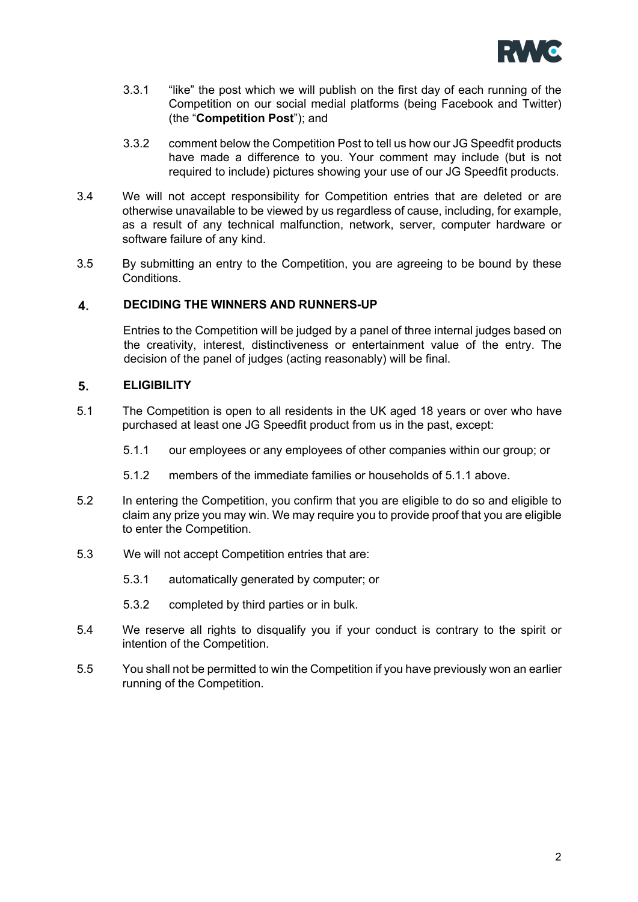3.3.1 "like" the post which we will publish on the first day of each running of the Competition on our social medial platforms (being Facebook and Twitter) (the "**Competition Post**"); and

3.3.2 comment below the Competition Post to tell us how our JG Speedfit products have made a difference to you. Your comment may include (but is not required to include) pictures showing your use of our JG Speedfit products.

3.4 We will not accept responsibility for Competition entries that are deleted or are otherwise unavailable to be viewed by us regardless of cause, including, for example, as a result of any technical malfunction, network, server, computer hardware or software failure of any kind.

3.5 By submitting an entry to the Competition, you are agreeing to be bound by these Conditions.

## 4. DECIDING THE WINNERS AND RUNNERS-UP

Entries to the Competition will be judged by a panel of three internal judges based on the creativity, interest, distinctiveness or entertainment value of the entry. The decision of the panel of judges (acting reasonably) will be final.

## 5. ELIGIBILITY

5.1 The Competition is open to all residents in the UK aged 18 years or over who have purchased at least one JG Speedfit product from us in the past, except:

5.1.1 our employees or any employees of other companies within our group; or

5.1.2 members of the immediate families or households of 5.1.1 above.

5.2 In entering the Competition, you confirm that you are eligible to do so and eligible to claim any prize you may win. We may require you to provide proof that you are eligible to enter the Competition.

5.3 We will not accept Competition entries that are:

5.3.1 automatically generated by computer; or

5.3.2 completed by third parties or in bulk.

5.4 We reserve all rights to disqualify you if your conduct is contrary to the spirit or intention of the Competition.

5.5 You shall not be permitted to win the Competition if you have previously won an earlier running of the Competition.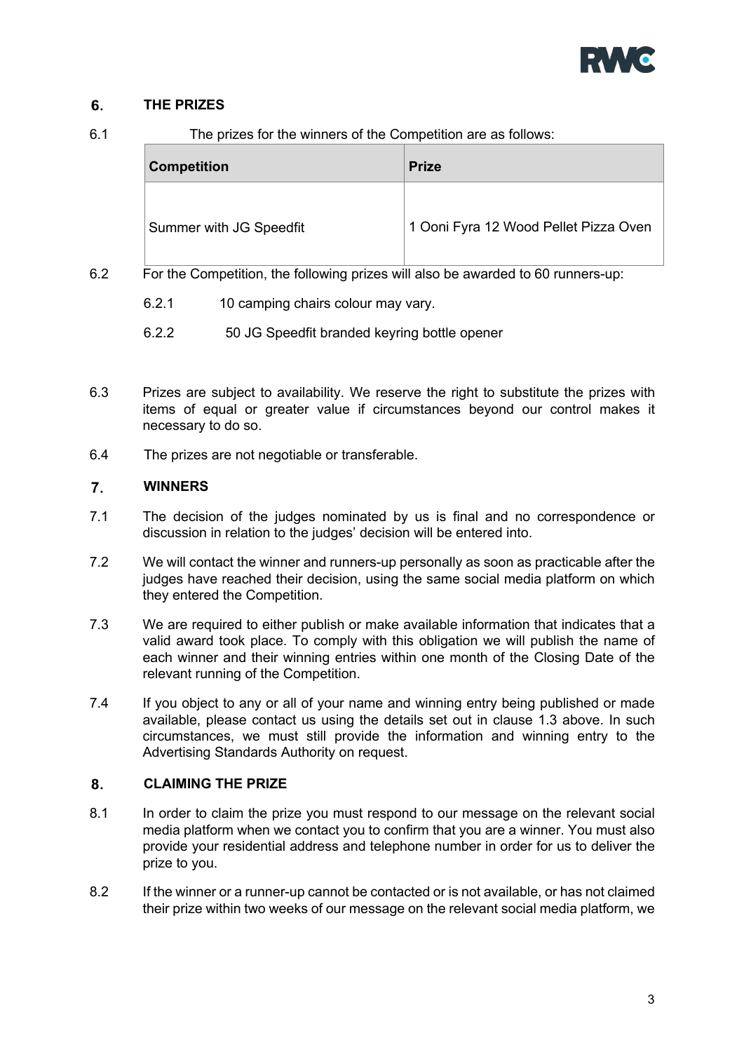## 6. THE PRIZES

6.1 The prizes for the winners of the Competition are as follows:

| Competition | Prize |
|---|---|
| Summer with JG Speedfit | 1 Ooni Fyra 12 Wood Pellet Pizza Oven |

6.2 For the Competition, the following prizes will also be awarded to 60 runners-up:

6.2.1 10 camping chairs colour may vary.

6.2.2 50 JG Speedfit branded keyring bottle opener

6.3 Prizes are subject to availability. We reserve the right to substitute the prizes with items of equal or greater value if circumstances beyond our control makes it necessary to do so.

6.4 The prizes are not negotiable or transferable.

## 7. WINNERS

7.1 The decision of the judges nominated by us is final and no correspondence or discussion in relation to the judges' decision will be entered into.

7.2 We will contact the winner and runners-up personally as soon as practicable after the judges have reached their decision, using the same social media platform on which they entered the Competition.

7.3 We are required to either publish or make available information that indicates that a valid award took place. To comply with this obligation we will publish the name of each winner and their winning entries within one month of the Closing Date of the relevant running of the Competition.

7.4 If you object to any or all of your name and winning entry being published or made available, please contact us using the details set out in clause 1.3 above. In such circumstances, we must still provide the information and winning entry to the Advertising Standards Authority on request.

## 8. CLAIMING THE PRIZE

8.1 In order to claim the prize you must respond to our message on the relevant social media platform when we contact you to confirm that you are a winner. You must also provide your residential address and telephone number in order for us to deliver the prize to you.

8.2 If the winner or a runner-up cannot be contacted or is not available, or has not claimed their prize within two weeks of our message on the relevant social media platform, we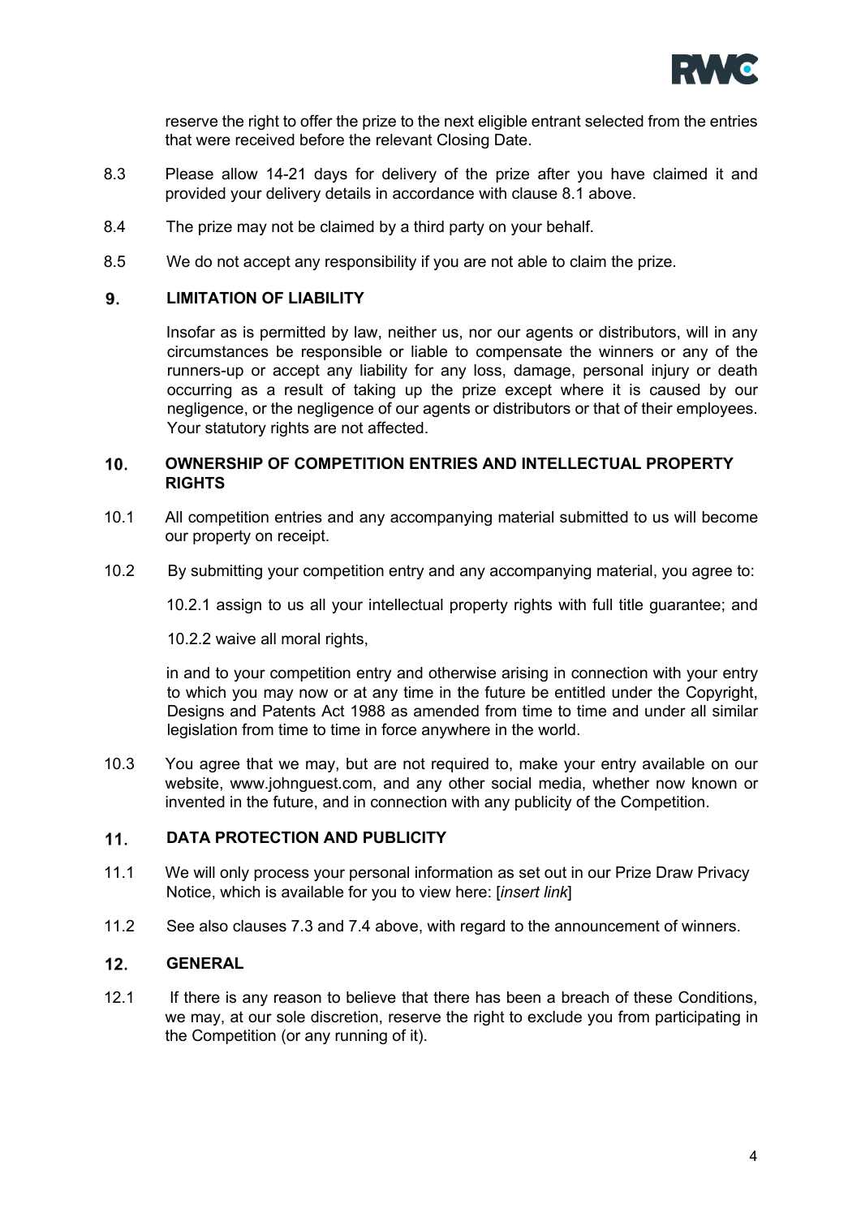reserve the right to offer the prize to the next eligible entrant selected from the entries that were received before the relevant Closing Date.

8.3 Please allow 14-21 days for delivery of the prize after you have claimed it and provided your delivery details in accordance with clause 8.1 above.

8.4 The prize may not be claimed by a third party on your behalf.

8.5 We do not accept any responsibility if you are not able to claim the prize.

## 9. LIMITATION OF LIABILITY

Insofar as is permitted by law, neither us, nor our agents or distributors, will in any circumstances be responsible or liable to compensate the winners or any of the runners-up or accept any liability for any loss, damage, personal injury or death occurring as a result of taking up the prize except where it is caused by our negligence, or the negligence of our agents or distributors or that of their employees. Your statutory rights are not affected.

## 10. OWNERSHIP OF COMPETITION ENTRIES AND INTELLECTUAL PROPERTY RIGHTS

10.1 All competition entries and any accompanying material submitted to us will become our property on receipt.

10.2 By submitting your competition entry and any accompanying material, you agree to:

10.2.1 assign to us all your intellectual property rights with full title guarantee; and

10.2.2 waive all moral rights,

in and to your competition entry and otherwise arising in connection with your entry to which you may now or at any time in the future be entitled under the Copyright, Designs and Patents Act 1988 as amended from time to time and under all similar legislation from time to time in force anywhere in the world.

10.3 You agree that we may, but are not required to, make your entry available on our website, www.johnguest.com, and any other social media, whether now known or invented in the future, and in connection with any publicity of the Competition.

## 11. DATA PROTECTION AND PUBLICITY

11.1 We will only process your personal information as set out in our Prize Draw Privacy Notice, which is available for you to view here: [*insert link*]

11.2 See also clauses 7.3 and 7.4 above, with regard to the announcement of winners.

## 12. GENERAL

12.1 If there is any reason to believe that there has been a breach of these Conditions, we may, at our sole discretion, reserve the right to exclude you from participating in the Competition (or any running of it).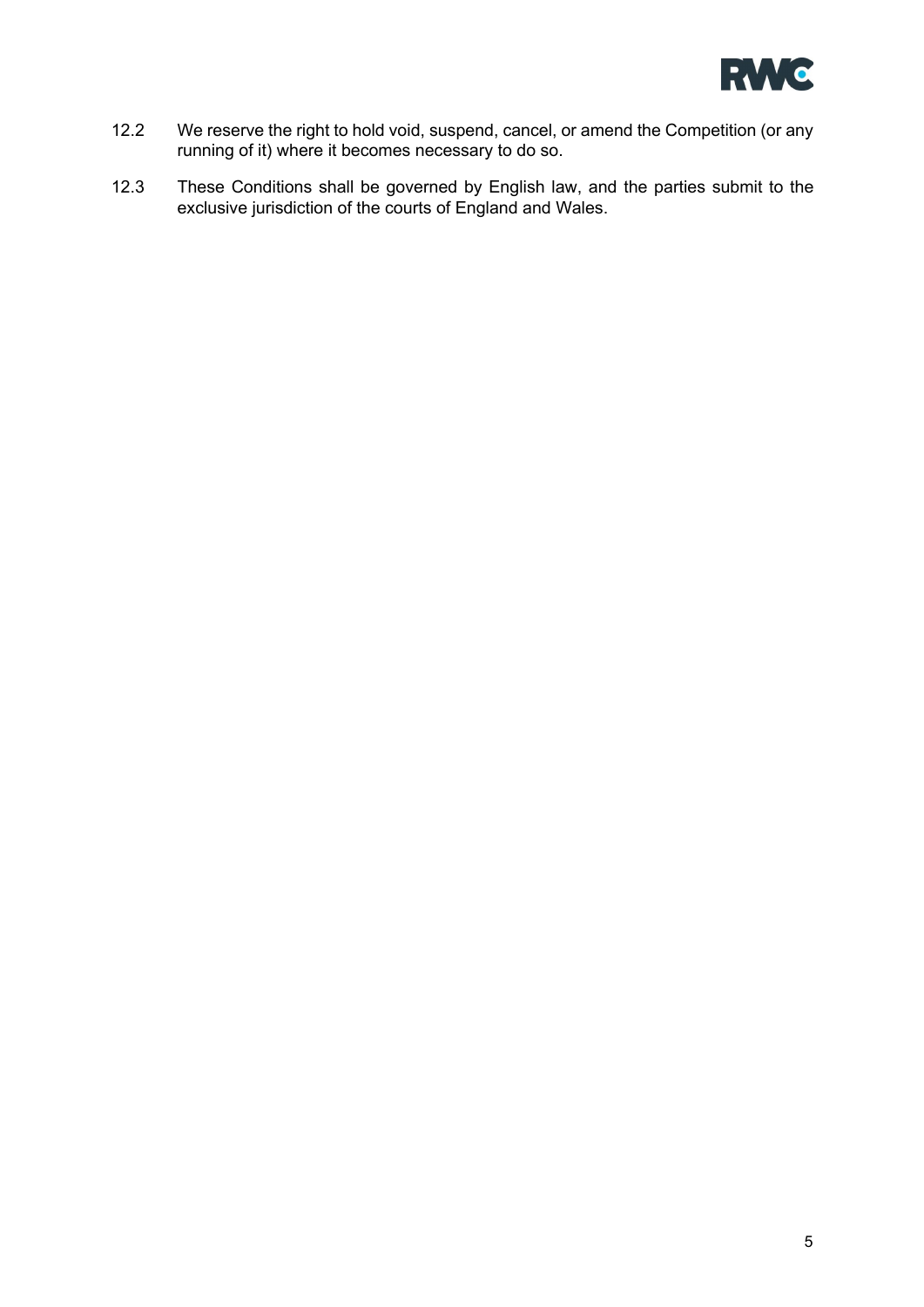12.2 We reserve the right to hold void, suspend, cancel, or amend the Competition (or any running of it) where it becomes necessary to do so.

12.3 These Conditions shall be governed by English law, and the parties submit to the exclusive jurisdiction of the courts of England and Wales.